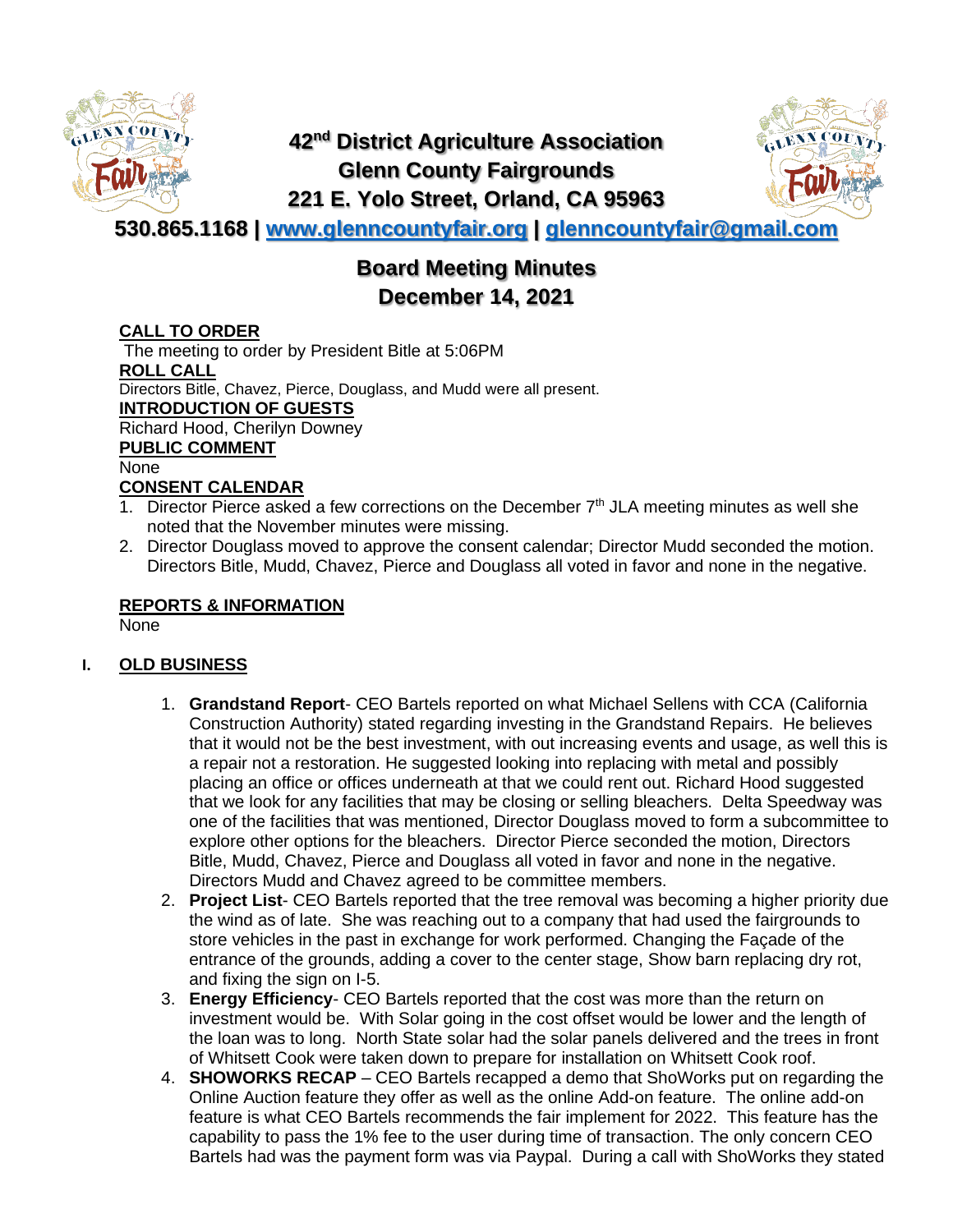# 42nd District Agriculture Association
## Glenn County Fairgrounds
## 221 E. Yolo Street, Orland, CA 95963

**530.865.1168 | www.glenncountyfair.org | glenncountyfair@gmail.com**

# Board Meeting Minutes
## December 14, 2021

**CALL TO ORDER**

The meeting to order by President Bitle at 5:06PM

**ROLL CALL**

Directors Bitle, Chavez, Pierce, Douglass, and Mudd were all present.

**INTRODUCTION OF GUESTS**

Richard Hood, Cherilyn Downey

**PUBLIC COMMENT**

None

**CONSENT CALENDAR**

1. Director Pierce asked a few corrections on the December 7th JLA meeting minutes as well she noted that the November minutes were missing.
2. Director Douglass moved to approve the consent calendar; Director Mudd seconded the motion. Directors Bitle, Mudd, Chavez, Pierce and Douglass all voted in favor and none in the negative.

**REPORTS & INFORMATION**

None

**I. OLD BUSINESS**

1. **Grandstand Report**- CEO Bartels reported on what Michael Sellens with CCA (California Construction Authority) stated regarding investing in the Grandstand Repairs. He believes that it would not be the best investment, with out increasing events and usage, as well this is a repair not a restoration. He suggested looking into replacing with metal and possibly placing an office or offices underneath at that we could rent out. Richard Hood suggested that we look for any facilities that may be closing or selling bleachers. Delta Speedway was one of the facilities that was mentioned, Director Douglass moved to form a subcommittee to explore other options for the bleachers. Director Pierce seconded the motion, Directors Bitle, Mudd, Chavez, Pierce and Douglass all voted in favor and none in the negative. Directors Mudd and Chavez agreed to be committee members.
2. **Project List**- CEO Bartels reported that the tree removal was becoming a higher priority due the wind as of late. She was reaching out to a company that had used the fairgrounds to store vehicles in the past in exchange for work performed. Changing the Façade of the entrance of the grounds, adding a cover to the center stage, Show barn replacing dry rot, and fixing the sign on I-5.
3. **Energy Efficiency**- CEO Bartels reported that the cost was more than the return on investment would be. With Solar going in the cost offset would be lower and the length of the loan was to long. North State solar had the solar panels delivered and the trees in front of Whitsett Cook were taken down to prepare for installation on Whitsett Cook roof.
4. **SHOWORKS RECAP** – CEO Bartels recapped a demo that ShoWorks put on regarding the Online Auction feature they offer as well as the online Add-on feature. The online add-on feature is what CEO Bartels recommends the fair implement for 2022. This feature has the capability to pass the 1% fee to the user during time of transaction. The only concern CEO Bartels had was the payment form was via Paypal. During a call with ShoWorks they stated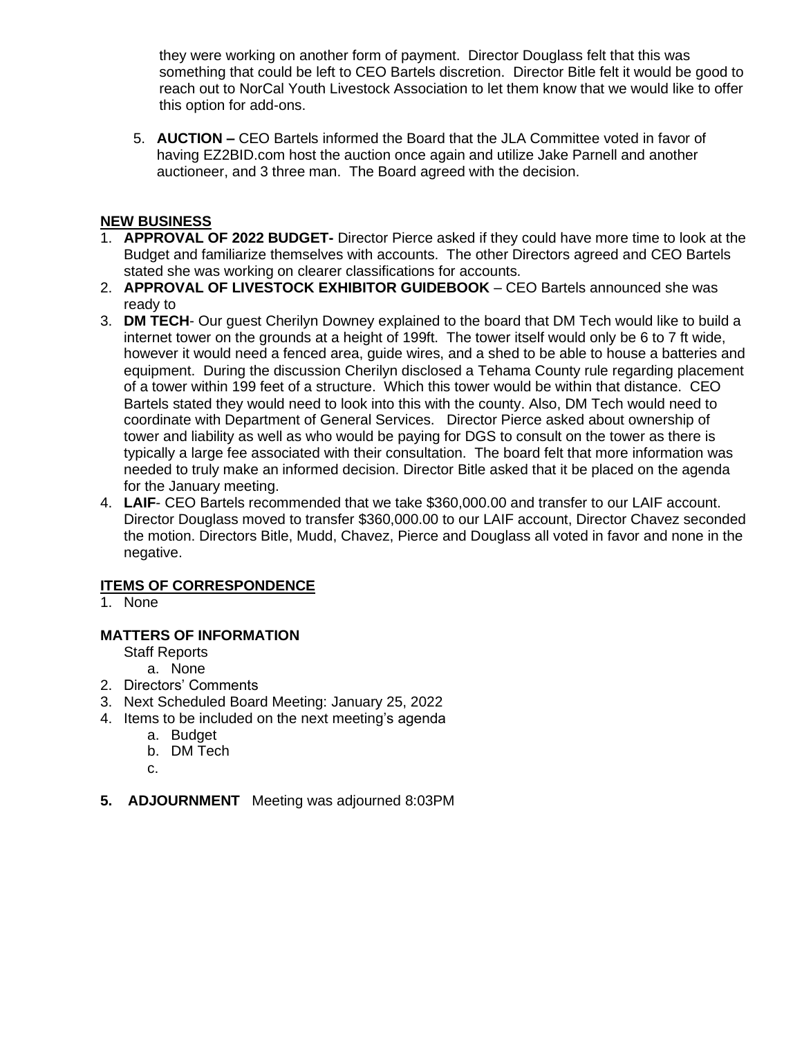they were working on another form of payment. Director Douglass felt that this was something that could be left to CEO Bartels discretion. Director Bitle felt it would be good to reach out to NorCal Youth Livestock Association to let them know that we would like to offer this option for add-ons.

5. **AUCTION –** CEO Bartels informed the Board that the JLA Committee voted in favor of having EZ2BID.com host the auction once again and utilize Jake Parnell and another auctioneer, and 3 three man. The Board agreed with the decision.

## NEW BUSINESS

1. **APPROVAL OF 2022 BUDGET-** Director Pierce asked if they could have more time to look at the Budget and familiarize themselves with accounts. The other Directors agreed and CEO Bartels stated she was working on clearer classifications for accounts.
2. **APPROVAL OF LIVESTOCK EXHIBITOR GUIDEBOOK** – CEO Bartels announced she was ready to
3. **DM TECH**- Our guest Cherilyn Downey explained to the board that DM Tech would like to build a internet tower on the grounds at a height of 199ft. The tower itself would only be 6 to 7 ft wide, however it would need a fenced area, guide wires, and a shed to be able to house a batteries and equipment. During the discussion Cherilyn disclosed a Tehama County rule regarding placement of a tower within 199 feet of a structure. Which this tower would be within that distance. CEO Bartels stated they would need to look into this with the county. Also, DM Tech would need to coordinate with Department of General Services. Director Pierce asked about ownership of tower and liability as well as who would be paying for DGS to consult on the tower as there is typically a large fee associated with their consultation. The board felt that more information was needed to truly make an informed decision. Director Bitle asked that it be placed on the agenda for the January meeting.
4. **LAIF**- CEO Bartels recommended that we take $360,000.00 and transfer to our LAIF account. Director Douglass moved to transfer $360,000.00 to our LAIF account, Director Chavez seconded the motion. Directors Bitle, Mudd, Chavez, Pierce and Douglass all voted in favor and none in the negative.

## ITEMS OF CORRESPONDENCE

1. None

## MATTERS OF INFORMATION

Staff Reports
   a. None
2. Directors' Comments
3. Next Scheduled Board Meeting: January 25, 2022
4. Items to be included on the next meeting's agenda
   a. Budget
   b. DM Tech
   c.

**5. ADJOURNMENT** Meeting was adjourned 8:03PM